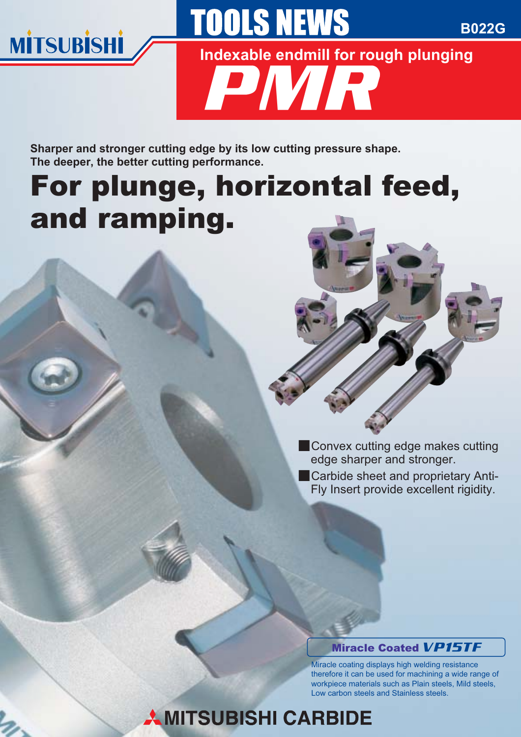MITSUBISHI

# TOOLS NEWS

B022G

## Indexable endmill for rough plunging

# PMR

**Sharper and stronger cutting edge by its low cutting pressure shape.**
**The deeper, the better cutting performance.**

# For plunge, horizontal feed, and ramping.

- Convex cutting edge makes cutting edge sharper and stronger.
- Carbide sheet and proprietary Anti-Fly Insert provide excellent rigidity.

**Miracle Coated *VP15TF***

Miracle coating displays high welding resistance therefore it can be used for machining a wide range of workpiece materials such as Plain steels, Mild steels, Low carbon steels and Stainless steels.

MITSUBISHI CARBIDE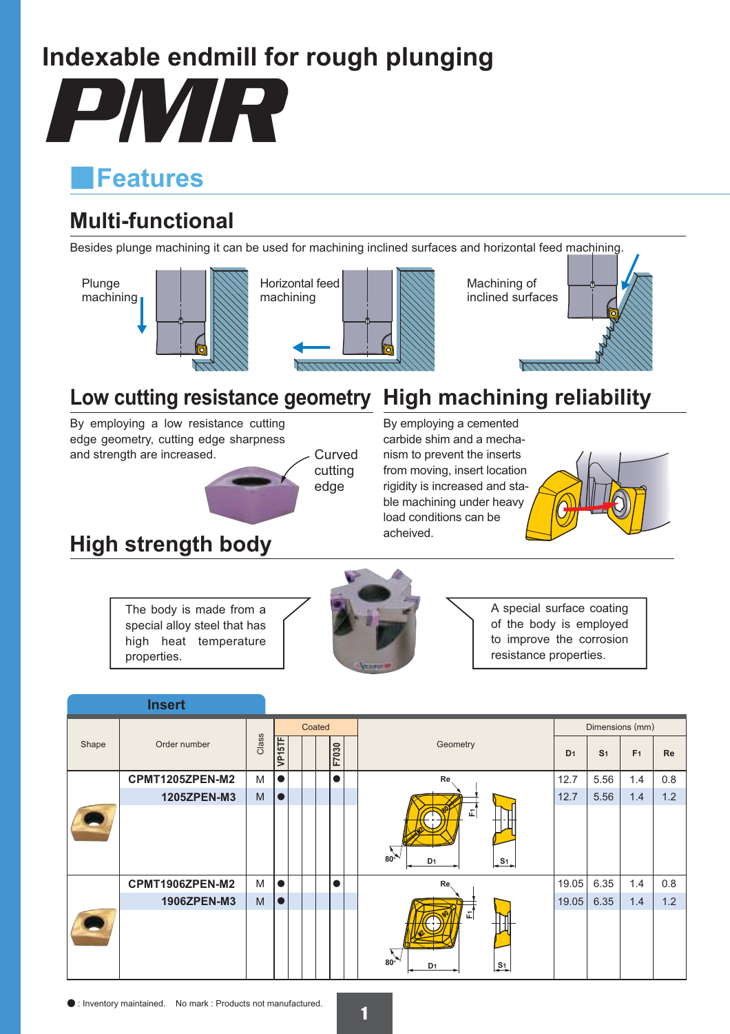# Indexable endmill for rough plunging

# PMR

## Features

### Multi-functional

Besides plunge machining it can be used for machining inclined surfaces and horizontal feed machining.

Plunge machining

Horizontal feed machining

Machining of inclined surfaces

### Low cutting resistance geometry

By employing a low resistance cutting edge geometry, cutting edge sharpness and strength are increased.

Curved cutting edge

### High machining reliability

By employing a cemented carbide shim and a mechanism to prevent the inserts from moving, insert location rigidity is increased and stable machining under heavy load conditions can be acheived.

### High strength body

The body is made from a special alloy steel that has high heat temperature properties.

A special surface coating of the body is employed to improve the corrosion resistance properties.

## Insert

| Shape | Order number | Class | Coated VP15TF | | | F7030 | | Geometry | Dimensions (mm) D1 | S1 | F1 | Re |
|---|---|---|---|---|---|---|---|---|---|---|---|---|
| | CPMT1205ZPEN-M2 | M | ● | | | ● | | | 12.7 | 5.56 | 1.4 | 0.8 |
| | 1205ZPEN-M3 | M | ● | | | | | | 12.7 | 5.56 | 1.4 | 1.2 |
| | CPMT1906ZPEN-M2 | M | ● | | | ● | | | 19.05 | 6.35 | 1.4 | 0.8 |
| | 1906ZPEN-M3 | M | ● | | | | | | 19.05 | 6.35 | 1.4 | 1.2 |

● : Inventory maintained. No mark : Products not manufactured.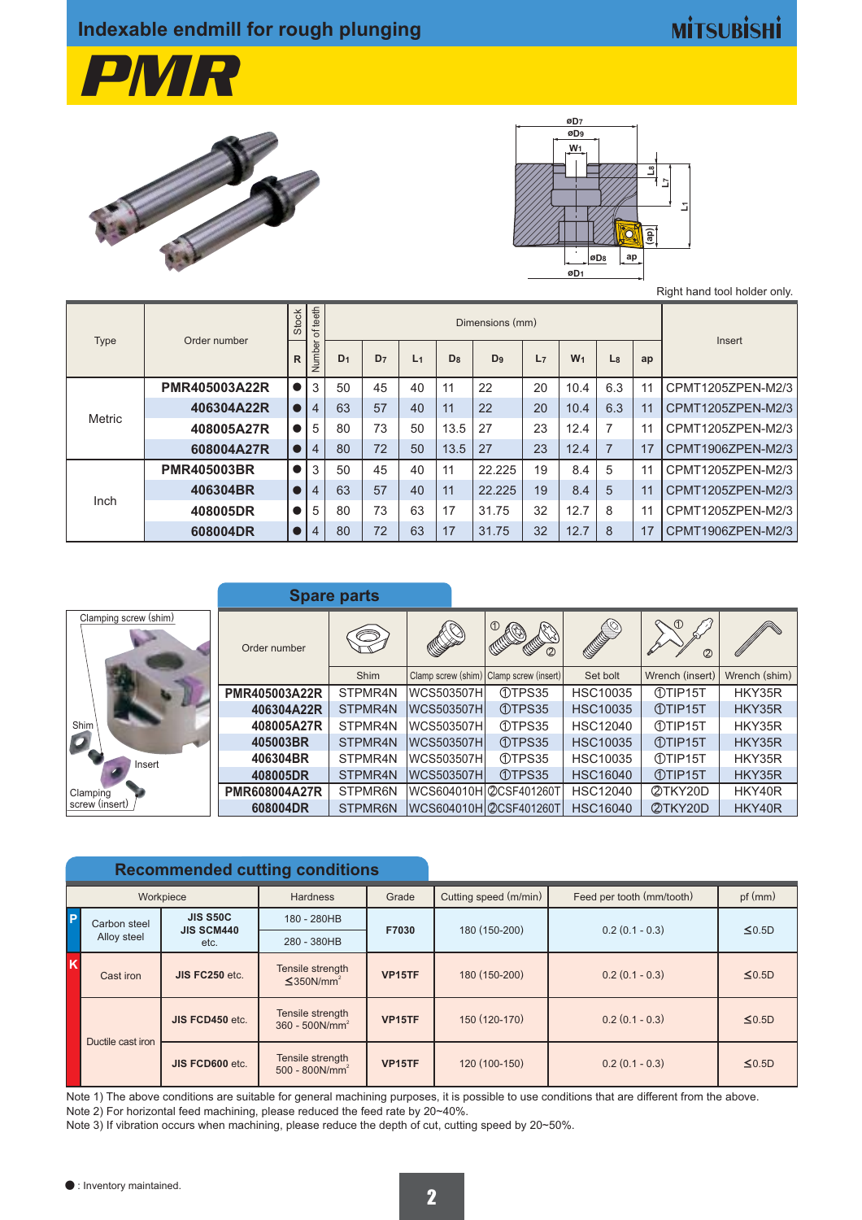# Indexable endmill for rough plunging

MITSUBISHI

# PMR

Right hand tool holder only.

| Type | Order number | Stock R | Number of teeth | Dimensions (mm) D1 | D7 | L1 | D8 | D9 | L7 | W1 | L8 | ap | Insert |
|---|---|---|---|---|---|---|---|---|---|---|---|---|---|
| Metric | PMR405003A22R | ● | 3 | 50 | 45 | 40 | 11 | 22 | 20 | 10.4 | 6.3 | 11 | CPMT1205ZPEN-M2/3 |
| | 406304A22R | ● | 4 | 63 | 57 | 40 | 11 | 22 | 20 | 10.4 | 6.3 | 11 | CPMT1205ZPEN-M2/3 |
| | 408005A27R | ● | 5 | 80 | 73 | 50 | 13.5 | 27 | 23 | 12.4 | 7 | 11 | CPMT1205ZPEN-M2/3 |
| | 608004A27R | ● | 4 | 80 | 72 | 50 | 13.5 | 27 | 23 | 12.4 | 7 | 17 | CPMT1906ZPEN-M2/3 |
| Inch | PMR405003BR | ● | 3 | 50 | 45 | 40 | 11 | 22.225 | 19 | 8.4 | 5 | 11 | CPMT1205ZPEN-M2/3 |
| | 406304BR | ● | 4 | 63 | 57 | 40 | 11 | 22.225 | 19 | 8.4 | 5 | 11 | CPMT1205ZPEN-M2/3 |
| | 408005DR | ● | 5 | 80 | 73 | 63 | 17 | 31.75 | 32 | 12.7 | 8 | 11 | CPMT1205ZPEN-M2/3 |
| | 608004DR | ● | 4 | 80 | 72 | 63 | 17 | 31.75 | 32 | 12.7 | 8 | 17 | CPMT1906ZPEN-M2/3 |

## Spare parts

Clamping screw (shim), Shim, Insert, Clamping screw (insert)

| Order number | Shim | Clamp screw (shim) | Clamp screw (insert) | Set bolt | Wrench (insert) | Wrench (shim) |
|---|---|---|---|---|---|---|
| PMR405003A22R | STPMR4N | WCS503507H | ①TPS35 | HSC10035 | ①TIP15T | HKY35R |
| 406304A22R | STPMR4N | WCS503507H | ①TPS35 | HSC10035 | ①TIP15T | HKY35R |
| 408005A27R | STPMR4N | WCS503507H | ①TPS35 | HSC12040 | ①TIP15T | HKY35R |
| 405003BR | STPMR4N | WCS503507H | ①TPS35 | HSC10035 | ①TIP15T | HKY35R |
| 406304BR | STPMR4N | WCS503507H | ①TPS35 | HSC10035 | ①TIP15T | HKY35R |
| 408005DR | STPMR4N | WCS503507H | ①TPS35 | HSC16040 | ①TIP15T | HKY35R |
| PMR608004A27R | STPMR6N | WCS604010H | ②CSF401260T | HSC12040 | ②TKY20D | HKY40R |
| 608004DR | STPMR6N | WCS604010H | ②CSF401260T | HSC16040 | ②TKY20D | HKY40R |

## Recommended cutting conditions

| | Workpiece | | Hardness | Grade | Cutting speed (m/min) | Feed per tooth (mm/tooth) | pf (mm) |
|---|---|---|---|---|---|---|---|
| P | Carbon steel Alloy steel | JIS S50C JIS SCM440 etc. | 180 - 280HB | F7030 | 180 (150-200) | 0.2 (0.1 - 0.3) | ≤0.5D |
| | | | 280 - 380HB | | | | |
| K | Cast iron | JIS FC250 etc. | Tensile strength ≤350N/mm² | VP15TF | 180 (150-200) | 0.2 (0.1 - 0.3) | ≤0.5D |
| | Ductile cast iron | JIS FCD450 etc. | Tensile strength 360 - 500N/mm² | VP15TF | 150 (120-170) | 0.2 (0.1 - 0.3) | ≤0.5D |
| | | JIS FCD600 etc. | Tensile strength 500 - 800N/mm² | VP15TF | 120 (100-150) | 0.2 (0.1 - 0.3) | ≤0.5D |

Note 1) The above conditions are suitable for general machining purposes, it is possible to use conditions that are different from the above.
Note 2) For horizontal feed machining, please reduced the feed rate by 20~40%.
Note 3) If vibration occurs when machining, please reduce the depth of cut, cutting speed by 20~50%.

●: Inventory maintained.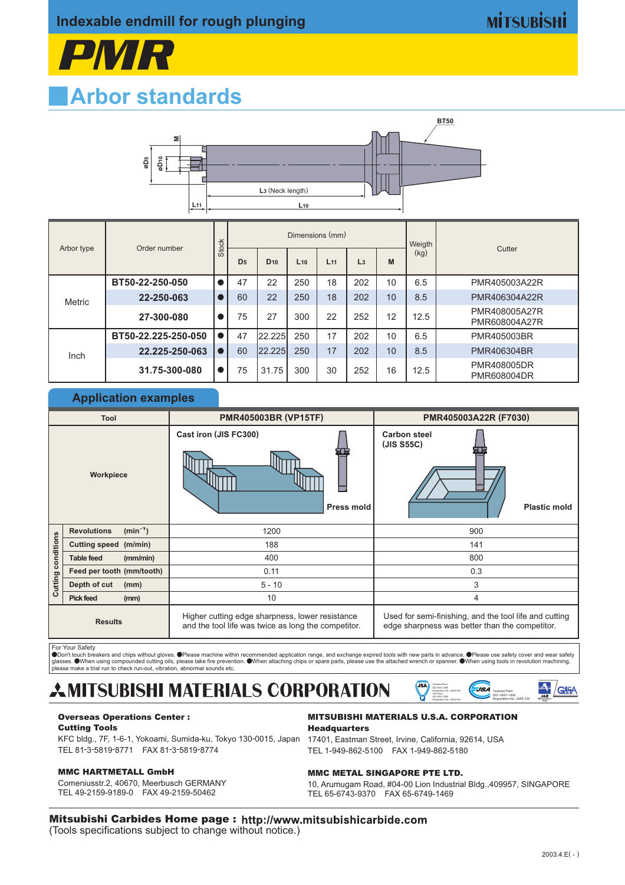Indexable endmill for rough plunging

MITSUBISHI

# PMR

## Arbor standards

BT50

M

øD5

øD10

L11

L3 (Neck length)

L10

| Arbor type | Order number | Stock | Dimensions (mm) | | | | | | Weigth (kg) | Cutter |
|---|---|---|---|---|---|---|---|---|---|---|
| | | | $D_5$ | $D_{10}$ | $L_{10}$ | $L_{11}$ | $L_3$ | M | | |
| Metric | BT50-22-250-050 | ● | 47 | 22 | 250 | 18 | 202 | 10 | 6.5 | PMR405003A22R |
| | 22-250-063 | ● | 60 | 22 | 250 | 18 | 202 | 10 | 8.5 | PMR406304A22R |
| | 27-300-080 | ● | 75 | 27 | 300 | 22 | 252 | 12 | 12.5 | PMR408005A27R PMR608004A27R |
| Inch | BT50-22.225-250-050 | ● | 47 | 22.225 | 250 | 17 | 202 | 10 | 6.5 | PMR405003BR |
| | 22.225-250-063 | ● | 60 | 22.225 | 250 | 17 | 202 | 10 | 8.5 | PMR406304BR |
| | 31.75-300-080 | ● | 75 | 31.75 | 300 | 30 | 252 | 16 | 12.5 | PMR408005DR PMR608004DR |

## Application examples

| Tool | | PMR405003BR (VP15TF) | PMR405003A22R (F7030) |
|---|---|---|---|
| Workpiece | | Cast iron (JIS FC300) Press mold | Carbon steel (JIS S55C) Plastic mold |
| Cutting conditions | Revolutions ($min^{-1}$) | 1200 | 900 |
| | Cutting speed (m/min) | 188 | 141 |
| | Table feed (mm/min) | 400 | 800 |
| | Feed per tooth (mm/tooth) | 0.11 | 0.3 |
| | Depth of cut (mm) | 5 - 10 | 3 |
| | Pick feed (mm) | 10 | 4 |
| Results | | Higher cutting edge sharpness, lower resistance and the tool life was twice as long the competitor. | Used for semi-finishing, and the tool life and cutting edge sharpness was better than the competitor. |

For Your Safety
●Don't touch breakers and chips without gloves. ●Please machine within recommended application range, and exchange expired tools with new parts in advance. ●Please use safety cover and wear safety glasses. ●When using compounded cutting oils, please take fire prevention. ●When attaching chips or spare parts, please use the attached wrench or spanner. ●When using tools in revolution machining, please make a trial run to check run-out, vibration, abnormal sounds etc.

**MITSUBISHI MATERIALS CORPORATION**

**Overseas Operations Center :**
**Cutting Tools**
KFC bldg., 7F, 1-6-1, Yokoami, Sumida-ku, Tokyo 130-0015, Japan
TEL 81-3-5819-8771 FAX 81-3-5819-8774

**MITSUBISHI MATERIALS U.S.A. CORPORATION**
**Headquarters**
17401, Eastman Street, Irvine, California, 92614, USA
TEL 1-949-862-5100 FAX 1-949-862-5180

**MMC HARTMETALL GmbH**
Comeniusstr.2, 40670, Meerbusch GERMANY
TEL 49-2159-9189-0 FAX 49-2159-50462

**MMC METAL SINGAPORE PTE LTD.**
10, Arumugam Road, #04-00 Lion Industrial Bldg.,409957, SINGAPORE
TEL 65-6743-9370 FAX 65-6749-1469

**Mitsubishi Carbides Home page : http://www.mitsubishicarbide.com**
(Tools specifications subject to change without notice.)

2003.4.E( - )